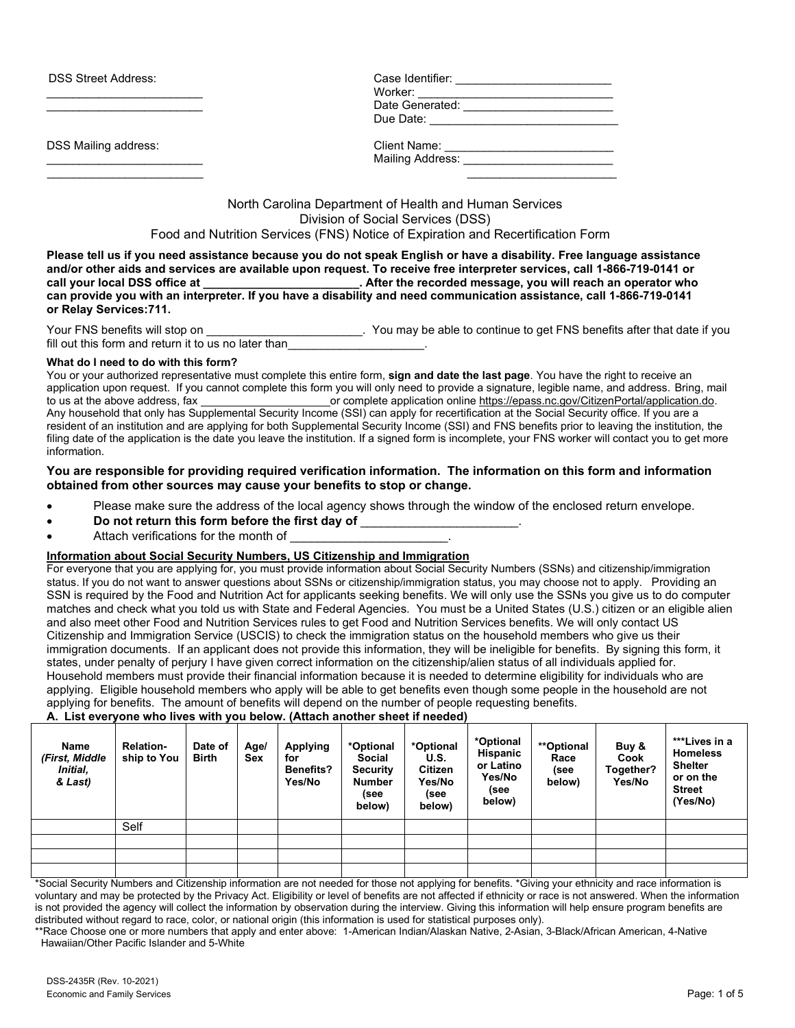DSS Street Address:
________________________
________________________

DSS Mailing address:
________________________
________________________

Case Identifier: ________________________
Worker: ____________________________
Date Generated: ______________________
Due Date: ____________________________

Client Name: _________________________
Mailing Address: _______________________
_______________________

North Carolina Department of Health and Human Services
Division of Social Services (DSS)
Food and Nutrition Services (FNS) Notice of Expiration and Recertification Form

**Please tell us if you need assistance because you do not speak English or have a disability. Free language assistance and/or other aids and services are available upon request. To receive free interpreter services, call 1-866-719-0141 or call your local DSS office at ________________________. After the recorded message, you will reach an operator who can provide you with an interpreter. If you have a disability and need communication assistance, call 1-866-719-0141 or Relay Services:711.**

Your FNS benefits will stop on ________________________. You may be able to continue to get FNS benefits after that date if you fill out this form and return it to us no later than____________________.

**What do I need to do with this form?**

You or your authorized representative must complete this entire form, **sign and date the last page**. You have the right to receive an application upon request. If you cannot complete this form you will only need to provide a signature, legible name, and address. Bring, mail to us at the above address, fax _____________________or complete application online https://epass.nc.gov/CitizenPortal/application.do. Any household that only has Supplemental Security Income (SSI) can apply for recertification at the Social Security office. If you are a resident of an institution and are applying for both Supplemental Security Income (SSI) and FNS benefits prior to leaving the institution, the filing date of the application is the date you leave the institution. If a signed form is incomplete, your FNS worker will contact you to get more information.

**You are responsible for providing required verification information. The information on this form and information obtained from other sources may cause your benefits to stop or change.**

- Please make sure the address of the local agency shows through the window of the enclosed return envelope.
- **Do not return this form before the first day of** ______________________.
- Attach verifications for the month of ______________________.

**Information about Social Security Numbers, US Citizenship and Immigration**

For everyone that you are applying for, you must provide information about Social Security Numbers (SSNs) and citizenship/immigration status. If you do not want to answer questions about SSNs or citizenship/immigration status, you may choose not to apply. Providing an SSN is required by the Food and Nutrition Act for applicants seeking benefits. We will only use the SSNs you give us to do computer matches and check what you told us with State and Federal Agencies. You must be a United States (U.S.) citizen or an eligible alien and also meet other Food and Nutrition Services rules to get Food and Nutrition Services benefits. We will only contact US Citizenship and Immigration Service (USCIS) to check the immigration status on the household members who give us their immigration documents. If an applicant does not provide this information, they will be ineligible for benefits. By signing this form, it states, under penalty of perjury I have given correct information on the citizenship/alien status of all individuals applied for. Household members must provide their financial information because it is needed to determine eligibility for individuals who are applying. Eligible household members who apply will be able to get benefits even though some people in the household are not applying for benefits. The amount of benefits will depend on the number of people requesting benefits.

**A. List everyone who lives with you below. (Attach another sheet if needed)**

| Name *(First, Middle Initial, & Last)* | Relation-ship to You | Date of Birth | Age/ Sex | Applying for Benefits? Yes/No | *Optional Social Security Number (see below) | *Optional U.S. Citizen Yes/No (see below) | *Optional Hispanic or Latino Yes/No (see below) | **Optional Race (see below) | Buy & Cook Together? Yes/No | ***Lives in a Homeless Shelter or on the Street (Yes/No) |
|---|---|---|---|---|---|---|---|---|---|---|
| | Self | | | | | | | | | |
| | | | | | | | | | | |
| | | | | | | | | | | |
| | | | | | | | | | | |

*Social Security Numbers and Citizenship information are not needed for those not applying for benefits. *Giving your ethnicity and race information is voluntary and may be protected by the Privacy Act. Eligibility or level of benefits are not affected if ethnicity or race is not answered. When the information is not provided the agency will collect the information by observation during the interview. Giving this information will help ensure program benefits are distributed without regard to race, color, or national origin (this information is used for statistical purposes only).

**Race Choose one or more numbers that apply and enter above: 1-American Indian/Alaskan Native, 2-Asian, 3-Black/African American, 4-Native Hawaiian/Other Pacific Islander and 5-White

DSS-2435R (Rev. 10-2021)
Economic and Family Services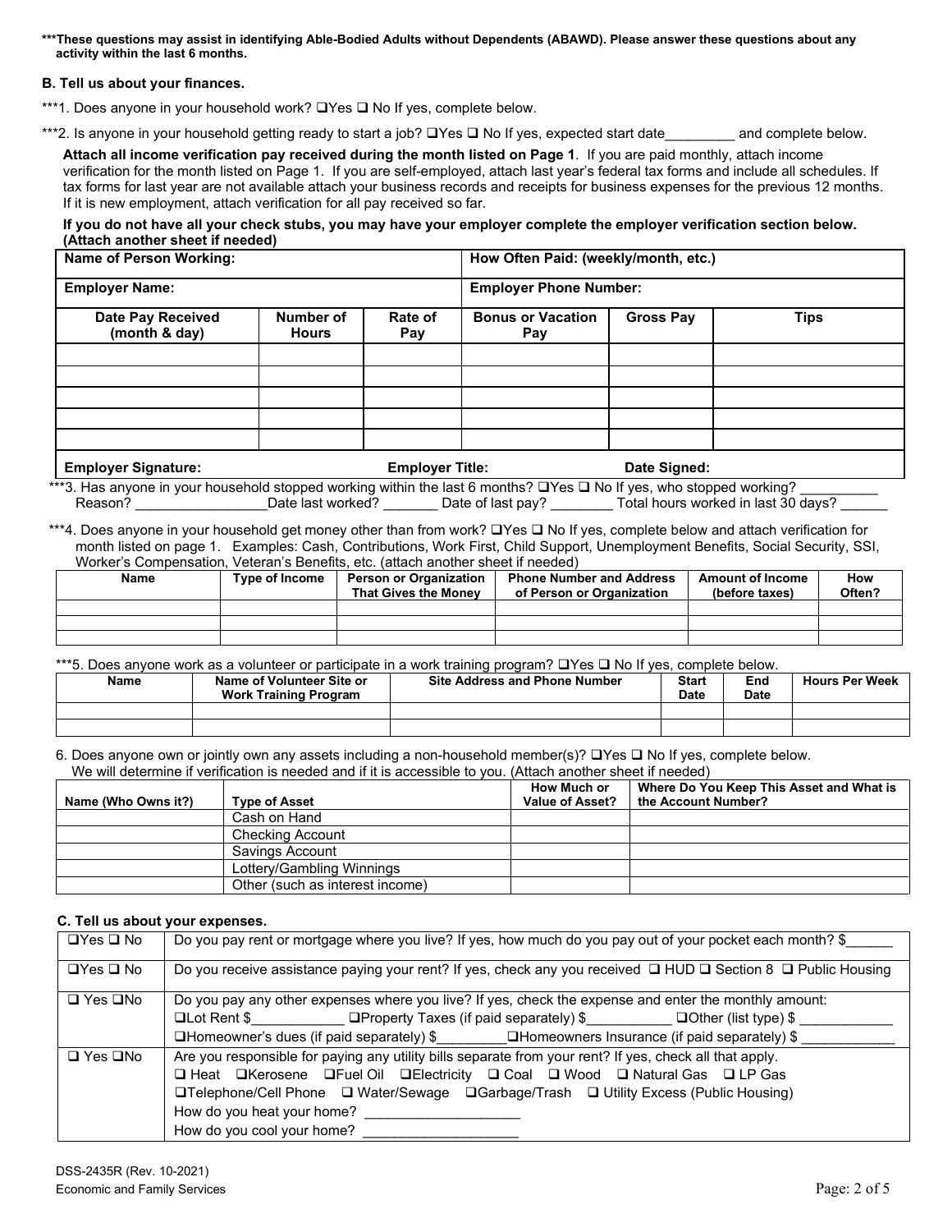**\*\*\*These questions may assist in identifying Able-Bodied Adults without Dependents (ABAWD). Please answer these questions about any activity within the last 6 months.**

### B. Tell us about your finances.

***1. Does anyone in your household work? ❑Yes ❑ No If yes, complete below.

***2. Is anyone in your household getting ready to start a job? ❑Yes ❑ No If yes, expected start date_________ and complete below.

**Attach all income verification pay received during the month listed on Page 1**. If you are paid monthly, attach income verification for the month listed on Page 1. If you are self-employed, attach last year's federal tax forms and include all schedules. If tax forms for last year are not available attach your business records and receipts for business expenses for the previous 12 months. If it is new employment, attach verification for all pay received so far.

**If you do not have all your check stubs, you may have your employer complete the employer verification section below. (Attach another sheet if needed)**

| **Name of Person Working:** | | | **How Often Paid: (weekly/month, etc.)** | | |
|---|---|---|---|---|---|
| **Employer Name:** | | | **Employer Phone Number:** | | |
| **Date Pay Received (month & day)** | **Number of Hours** | **Rate of Pay** | **Bonus or Vacation Pay** | **Gross Pay** | **Tips** |
| | | | | | |
| | | | | | |
| | | | | | |
| | | | | | |
| | | | | | |
| **Employer Signature:** | | **Employer Title:** | | **Date Signed:** | |

***3. Has anyone in your household stopped working within the last 6 months? ❑Yes ❑ No If yes, who stopped working? __________ Reason? _________________Date last worked? _______ Date of last pay? ________ Total hours worked in last 30 days? ______

***4. Does anyone in your household get money other than from work? ❑Yes ❑ No If yes, complete below and attach verification for month listed on page 1. Examples: Cash, Contributions, Work First, Child Support, Unemployment Benefits, Social Security, SSI, Worker's Compensation, Veteran's Benefits, etc. (attach another sheet if needed)

| Name | Type of Income | Person or Organization That Gives the Money | Phone Number and Address of Person or Organization | Amount of Income (before taxes) | How Often? |
|---|---|---|---|---|---|
| | | | | | |
| | | | | | |
| | | | | | |

***5. Does anyone work as a volunteer or participate in a work training program? ❑Yes ❑ No If yes, complete below.

| Name | Name of Volunteer Site or Work Training Program | Site Address and Phone Number | Start Date | End Date | Hours Per Week |
|---|---|---|---|---|---|
| | | | | | |
| | | | | | |

6. Does anyone own or jointly own any assets including a non-household member(s)? ❑Yes ❑ No If yes, complete below. We will determine if verification is needed and if it is accessible to you. (Attach another sheet if needed)

| Name (Who Owns it?) | Type of Asset | How Much or Value of Asset? | Where Do You Keep This Asset and What is the Account Number? |
|---|---|---|---|
| | Cash on Hand | | |
| | Checking Account | | |
| | Savings Account | | |
| | Lottery/Gambling Winnings | | |
| | Other (such as interest income) | | |

### C. Tell us about your expenses.

| | |
|---|---|
| ❑Yes ❑ No | Do you pay rent or mortgage where you live? If yes, how much do you pay out of your pocket each month? $______ |
| ❑Yes ❑ No | Do you receive assistance paying your rent? If yes, check any you received ❑ HUD ❑ Section 8 ❑ Public Housing |
| ❑ Yes ❑No | Do you pay any other expenses where you live? If yes, check the expense and enter the monthly amount: ❑Lot Rent $____________ ❑Property Taxes (if paid separately) $___________ ❑Other (list type) $ ____________ ❑Homeowner's dues (if paid separately) $_________ ❑Homeowners Insurance (if paid separately) $ ____________ |
| ❑ Yes ❑No | Are you responsible for paying any utility bills separate from your rent? If yes, check all that apply. ❑ Heat ❑Kerosene ❑Fuel Oil ❑Electricity ❑ Coal ❑ Wood ❑ Natural Gas ❑ LP Gas ❑Telephone/Cell Phone ❑ Water/Sewage ❑Garbage/Trash ❑ Utility Excess (Public Housing) How do you heat your home? ____________________ How do you cool your home? ____________________ |

DSS-2435R (Rev. 10-2021)
Economic and Family Services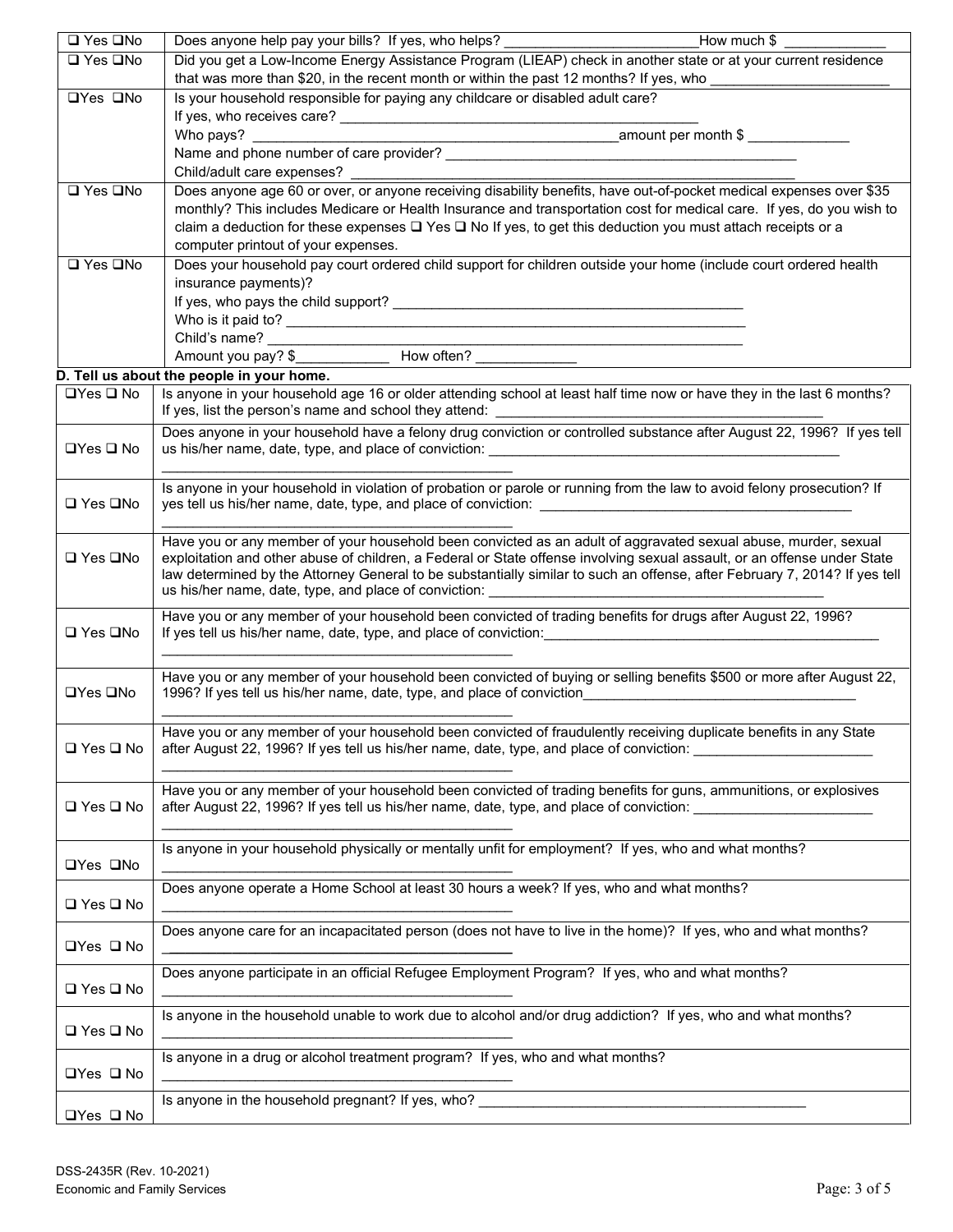| | |
|---|---|
| ❑ Yes ❑No | Does anyone help pay your bills? If yes, who helps? ________________________ How much $ ____________ |
| ❑ Yes ❑No | Did you get a Low-Income Energy Assistance Program (LIEAP) check in another state or at your current residence that was more than $20, in the recent month or within the past 12 months? If yes, who ______________________ |
| ❑Yes ❑No | Is your household responsible for paying any childcare or disabled adult care?<br>If yes, who receives care? ____________________________________________<br>Who pays? ____________________________________________ amount per month $ ____________<br>Name and phone number of care provider? ____________________________________________<br>Child/adult care expenses? ____________________________________________ |
| ❑ Yes ❑No | Does anyone age 60 or over, or anyone receiving disability benefits, have out-of-pocket medical expenses over $35 monthly? This includes Medicare or Health Insurance and transportation cost for medical care. If yes, do you wish to claim a deduction for these expenses ❑ Yes ❑ No If yes, to get this deduction you must attach receipts or a computer printout of your expenses. |
| ❑ Yes ❑No | Does your household pay court ordered child support for children outside your home (include court ordered health insurance payments)?<br>If yes, who pays the child support? ____________________________________________<br>Who is it paid to? ____________________________________________<br>Child's name? ____________________________________________<br>Amount you pay? $___________ How often? ____________ |

**D. Tell us about the people in your home.**

| | |
|---|---|
| ❑Yes ❑ No | Is anyone in your household age 16 or older attending school at least half time now or have they in the last 6 months? If yes, list the person's name and school they attend: ________________________________________ |
| ❑Yes ❑ No | Does anyone in your household have a felony drug conviction or controlled substance after August 22, 1996? If yes tell us his/her name, date, type, and place of conviction: ____________________________________________ |
| ❑ Yes ❑No | Is anyone in your household in violation of probation or parole or running from the law to avoid felony prosecution? If yes tell us his/her name, date, type, and place of conviction: ________________________________________ |
| ❑ Yes ❑No | Have you or any member of your household been convicted as an adult of aggravated sexual abuse, murder, sexual exploitation and other abuse of children, a Federal or State offense involving sexual assault, or an offense under State law determined by the Attorney General to be substantially similar to such an offense, after February 7, 2014? If yes tell us his/her name, date, type, and place of conviction: ________________________________________ |
| ❑ Yes ❑No | Have you or any member of your household been convicted of trading benefits for drugs after August 22, 1996? If yes tell us his/her name, date, type, and place of conviction: ________________________________________ |
| ❑Yes ❑No | Have you or any member of your household been convicted of buying or selling benefits $500 or more after August 22, 1996? If yes tell us his/her name, date, type, and place of conviction ________________________________ |
| ❑ Yes ❑ No | Have you or any member of your household been convicted of fraudulently receiving duplicate benefits in any State after August 22, 1996? If yes tell us his/her name, date, type, and place of conviction: ______________________ |
| ❑ Yes ❑ No | Have you or any member of your household been convicted of trading benefits for guns, ammunitions, or explosives after August 22, 1996? If yes tell us his/her name, date, type, and place of conviction: ______________________ |
| ❑Yes ❑No | Is anyone in your household physically or mentally unfit for employment? If yes, who and what months? ____________________________________________ |
| ❑ Yes ❑ No | Does anyone operate a Home School at least 30 hours a week? If yes, who and what months? ____________________________________________ |
| ❑Yes ❑ No | Does anyone care for an incapacitated person (does not have to live in the home)? If yes, who and what months? ____________________________________________ |
| ❑ Yes ❑ No | Does anyone participate in an official Refugee Employment Program? If yes, who and what months? ____________________________________________ |
| ❑ Yes ❑ No | Is anyone in the household unable to work due to alcohol and/or drug addiction? If yes, who and what months? ____________________________________________ |
| ❑Yes ❑ No | Is anyone in a drug or alcohol treatment program? If yes, who and what months? ____________________________________________ |
| ❑Yes ❑ No | Is anyone in the household pregnant? If yes, who? ________________________________________ |

DSS-2435R (Rev. 10-2021)
Economic and Family Services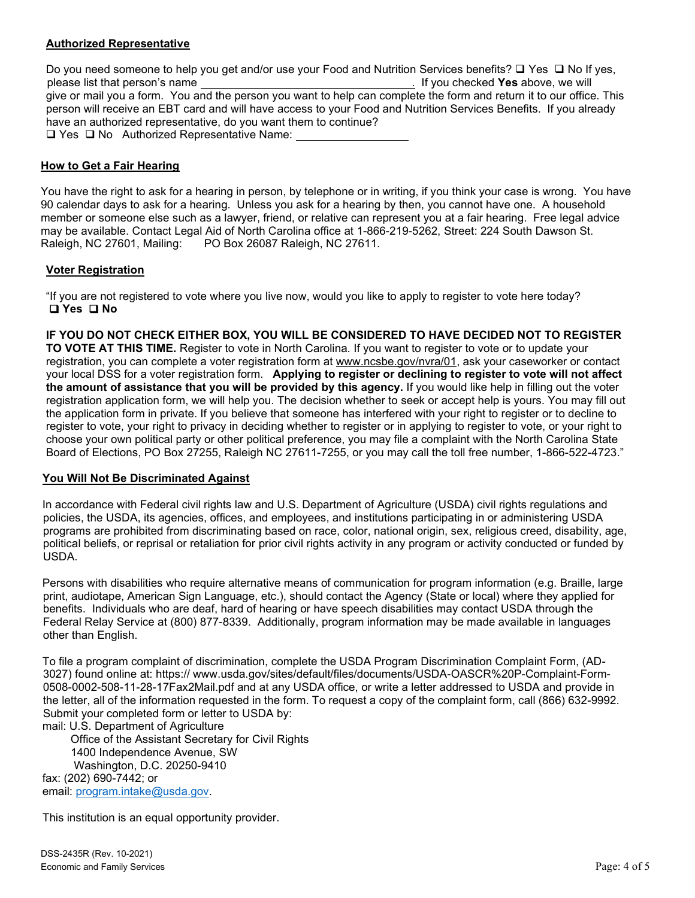**Authorized Representative**

Do you need someone to help you get and/or use your Food and Nutrition Services benefits? ☐ Yes ☐ No If yes, please list that person's name ________________________________. If you checked **Yes** above, we will give or mail you a form. You and the person you want to help can complete the form and return it to our office. This person will receive an EBT card and will have access to your Food and Nutrition Services Benefits. If you already have an authorized representative, do you want them to continue?
☐ Yes ☐ No Authorized Representative Name: ____________________

**How to Get a Fair Hearing**

You have the right to ask for a hearing in person, by telephone or in writing, if you think your case is wrong. You have 90 calendar days to ask for a hearing. Unless you ask for a hearing by then, you cannot have one. A household member or someone else such as a lawyer, friend, or relative can represent you at a fair hearing. Free legal advice may be available. Contact Legal Aid of North Carolina office at 1-866-219-5262, Street: 224 South Dawson St. Raleigh, NC 27601, Mailing: PO Box 26087 Raleigh, NC 27611.

**Voter Registration**

"If you are not registered to vote where you live now, would you like to apply to register to vote here today?
☐ **Yes** ☐ **No**

**IF YOU DO NOT CHECK EITHER BOX, YOU WILL BE CONSIDERED TO HAVE DECIDED NOT TO REGISTER TO VOTE AT THIS TIME.** Register to vote in North Carolina. If you want to register to vote or to update your registration, you can complete a voter registration form at www.ncsbe.gov/nvra/01, ask your caseworker or contact your local DSS for a voter registration form. **Applying to register or declining to register to vote will not affect the amount of assistance that you will be provided by this agency.** If you would like help in filling out the voter registration application form, we will help you. The decision whether to seek or accept help is yours. You may fill out the application form in private. If you believe that someone has interfered with your right to register or to decline to register to vote, your right to privacy in deciding whether to register or in applying to register to vote, or your right to choose your own political party or other political preference, you may file a complaint with the North Carolina State Board of Elections, PO Box 27255, Raleigh NC 27611-7255, or you may call the toll free number, 1-866-522-4723."

**You Will Not Be Discriminated Against**

In accordance with Federal civil rights law and U.S. Department of Agriculture (USDA) civil rights regulations and policies, the USDA, its agencies, offices, and employees, and institutions participating in or administering USDA programs are prohibited from discriminating based on race, color, national origin, sex, religious creed, disability, age, political beliefs, or reprisal or retaliation for prior civil rights activity in any program or activity conducted or funded by USDA.

Persons with disabilities who require alternative means of communication for program information (e.g. Braille, large print, audiotape, American Sign Language, etc.), should contact the Agency (State or local) where they applied for benefits. Individuals who are deaf, hard of hearing or have speech disabilities may contact USDA through the Federal Relay Service at (800) 877-8339. Additionally, program information may be made available in languages other than English.

To file a program complaint of discrimination, complete the USDA Program Discrimination Complaint Form, (AD-3027) found online at: https:// www.usda.gov/sites/default/files/documents/USDA-OASCR%20P-Complaint-Form-0508-0002-508-11-28-17Fax2Mail.pdf and at any USDA office, or write a letter addressed to USDA and provide in the letter, all of the information requested in the form. To request a copy of the complaint form, call (866) 632-9992. Submit your completed form or letter to USDA by:

mail: U.S. Department of Agriculture
Office of the Assistant Secretary for Civil Rights
1400 Independence Avenue, SW
Washington, D.C. 20250-9410
fax: (202) 690-7442; or
email: program.intake@usda.gov.

This institution is an equal opportunity provider.

DSS-2435R (Rev. 10-2021)
Economic and Family Services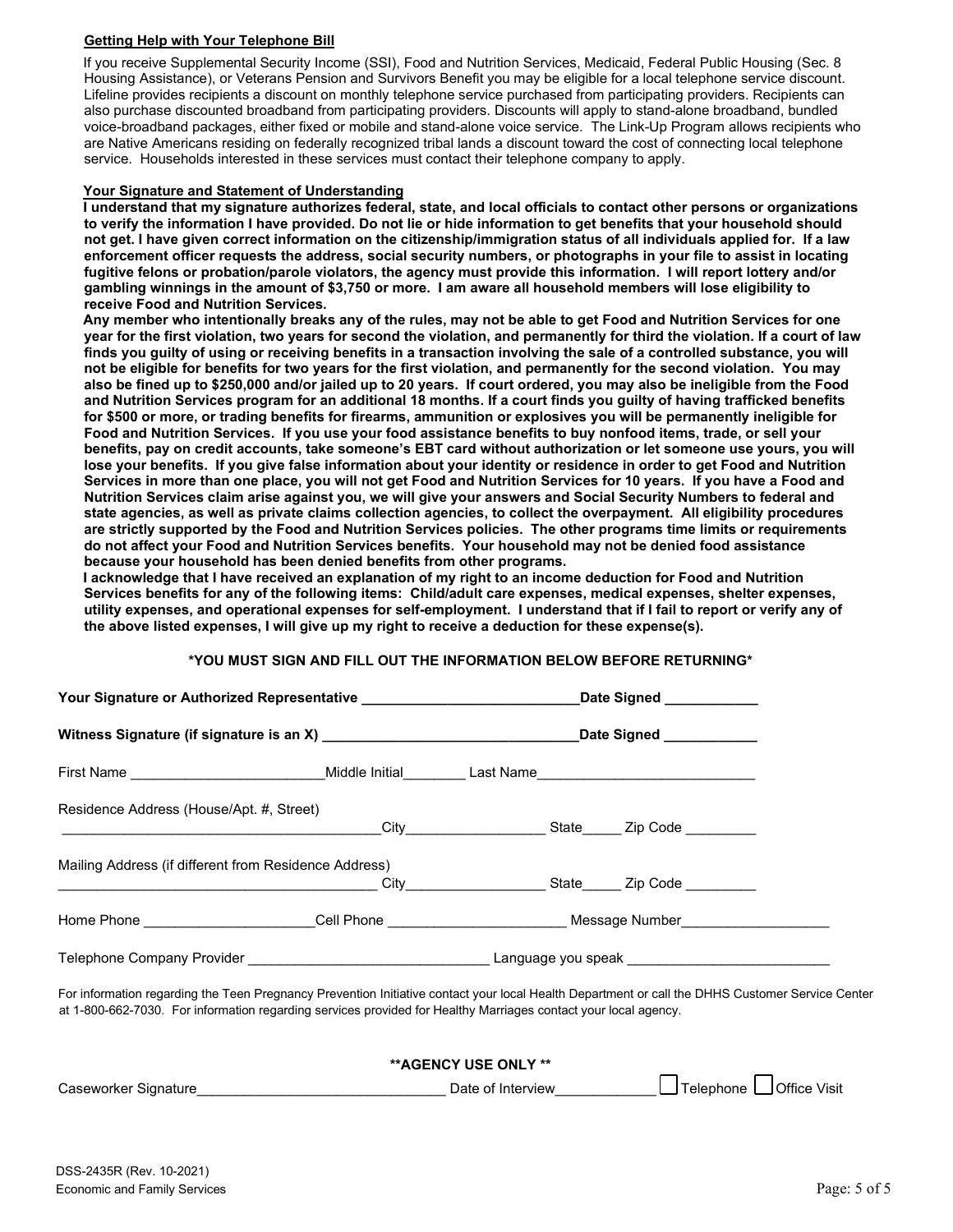**Getting Help with Your Telephone Bill**

If you receive Supplemental Security Income (SSI), Food and Nutrition Services, Medicaid, Federal Public Housing (Sec. 8 Housing Assistance), or Veterans Pension and Survivors Benefit you may be eligible for a local telephone service discount. Lifeline provides recipients a discount on monthly telephone service purchased from participating providers. Recipients can also purchase discounted broadband from participating providers. Discounts will apply to stand-alone broadband, bundled voice-broadband packages, either fixed or mobile and stand-alone voice service. The Link-Up Program allows recipients who are Native Americans residing on federally recognized tribal lands a discount toward the cost of connecting local telephone service. Households interested in these services must contact their telephone company to apply.

**Your Signature and Statement of Understanding**

**I understand that my signature authorizes federal, state, and local officials to contact other persons or organizations to verify the information I have provided. Do not lie or hide information to get benefits that your household should not get. I have given correct information on the citizenship/immigration status of all individuals applied for. If a law enforcement officer requests the address, social security numbers, or photographs in your file to assist in locating fugitive felons or probation/parole violators, the agency must provide this information. I will report lottery and/or gambling winnings in the amount of $3,750 or more. I am aware all household members will lose eligibility to receive Food and Nutrition Services.**

**Any member who intentionally breaks any of the rules, may not be able to get Food and Nutrition Services for one year for the first violation, two years for second the violation, and permanently for third the violation. If a court of law finds you guilty of using or receiving benefits in a transaction involving the sale of a controlled substance, you will not be eligible for benefits for two years for the first violation, and permanently for the second violation. You may also be fined up to $250,000 and/or jailed up to 20 years. If court ordered, you may also be ineligible from the Food and Nutrition Services program for an additional 18 months. If a court finds you guilty of having trafficked benefits for $500 or more, or trading benefits for firearms, ammunition or explosives you will be permanently ineligible for Food and Nutrition Services. If you use your food assistance benefits to buy nonfood items, trade, or sell your benefits, pay on credit accounts, take someone's EBT card without authorization or let someone use yours, you will lose your benefits. If you give false information about your identity or residence in order to get Food and Nutrition Services in more than one place, you will not get Food and Nutrition Services for 10 years. If you have a Food and Nutrition Services claim arise against you, we will give your answers and Social Security Numbers to federal and state agencies, as well as private claims collection agencies, to collect the overpayment. All eligibility procedures are strictly supported by the Food and Nutrition Services policies. The other programs time limits or requirements do not affect your Food and Nutrition Services benefits. Your household may not be denied food assistance because your household has been denied benefits from other programs.**

**I acknowledge that I have received an explanation of my right to an income deduction for Food and Nutrition Services benefits for any of the following items: Child/adult care expenses, medical expenses, shelter expenses, utility expenses, and operational expenses for self-employment. I understand that if I fail to report or verify any of the above listed expenses, I will give up my right to receive a deduction for these expense(s).**

**\*YOU MUST SIGN AND FILL OUT THE INFORMATION BELOW BEFORE RETURNING\***

**Your Signature or Authorized Representative** ___________________________ **Date Signed** ___________

**Witness Signature (if signature is an X)** ________________________________ **Date Signed** ___________

First Name ________________________ Middle Initial________ Last Name___________________________

Residence Address (House/Apt. #, Street)
________________________________________ City_________________ State_____ Zip Code _________

Mailing Address (if different from Residence Address)
________________________________________ City_________________ State_____ Zip Code _________

Home Phone _____________________ Cell Phone ______________________ Message Number__________________

Telephone Company Provider ______________________________ Language you speak _________________________

For information regarding the Teen Pregnancy Prevention Initiative contact your local Health Department or call the DHHS Customer Service Center at 1-800-662-7030. For information regarding services provided for Healthy Marriages contact your local agency.

**\*\*AGENCY USE ONLY \*\***

Caseworker Signature_______________________________ Date of Interview____________ ☐ Telephone ☐ Office Visit

DSS-2435R (Rev. 10-2021)
Economic and Family Services